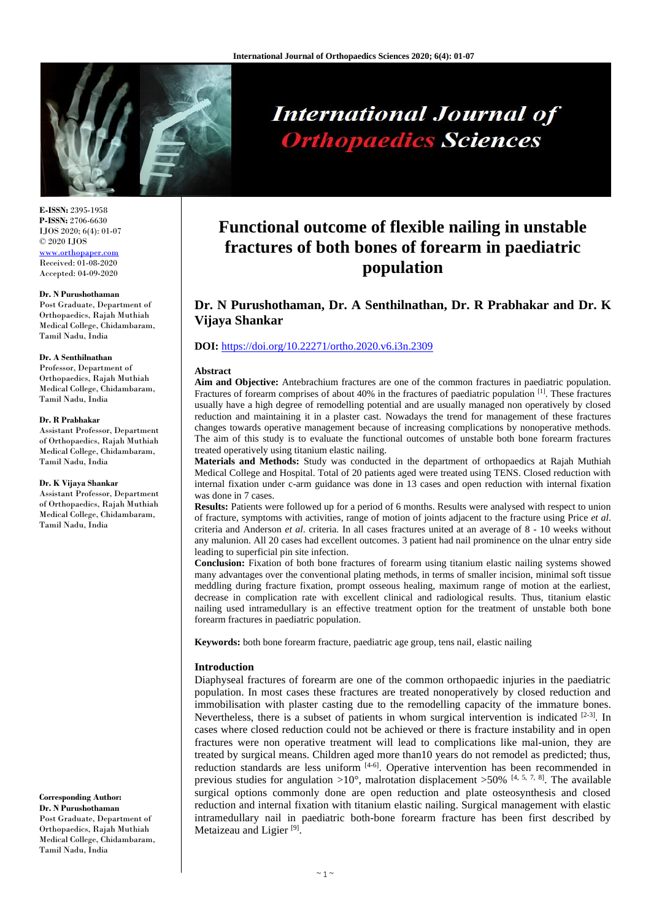# Functional outcome of flexible nailing in unstable fractures of both bones of forearm in paediatric population

**Dr. N Purushothaman, Dr. A Senthilnathan, Dr. R Prabhakar and Dr. K Vijaya Shankar**

**DOI:** https://doi.org/10.22271/ortho.2020.v6.i3n.2309

**E-ISSN:** 2395-1958
**P-ISSN:** 2706-6630
IJOS 2020; 6(4): 01-07
© 2020 IJOS
www.orthopaper.com
Received: 01-08-2020
Accepted: 04-09-2020

**Dr. N Purushothaman**
Post Graduate, Department of Orthopaedics, Rajah Muthiah Medical College, Chidambaram, Tamil Nadu, India

**Dr. A Senthilnathan**
Professor, Department of Orthopaedics, Rajah Muthiah Medical College, Chidambaram, Tamil Nadu, India

**Dr. R Prabhakar**
Assistant Professor, Department of Orthopaedics, Rajah Muthiah Medical College, Chidambaram, Tamil Nadu, India

**Dr. K Vijaya Shankar**
Assistant Professor, Department of Orthopaedics, Rajah Muthiah Medical College, Chidambaram, Tamil Nadu, India

**Corresponding Author:**
**Dr. N Purushothaman**
Post Graduate, Department of Orthopaedics, Rajah Muthiah Medical College, Chidambaram, Tamil Nadu, India

## Abstract

**Aim and Objective:** Antebrachium fractures are one of the common fractures in paediatric population. Fractures of forearm comprises of about 40% in the fractures of paediatric population [1]. These fractures usually have a high degree of remodelling potential and are usually managed non operatively by closed reduction and maintaining it in a plaster cast. Nowadays the trend for management of these fractures changes towards operative management because of increasing complications by nonoperative methods. The aim of this study is to evaluate the functional outcomes of unstable both bone forearm fractures treated operatively using titanium elastic nailing.

**Materials and Methods:** Study was conducted in the department of orthopaedics at Rajah Muthiah Medical College and Hospital. Total of 20 patients aged were treated using TENS. Closed reduction with internal fixation under c-arm guidance was done in 13 cases and open reduction with internal fixation was done in 7 cases.

**Results:** Patients were followed up for a period of 6 months. Results were analysed with respect to union of fracture, symptoms with activities, range of motion of joints adjacent to the fracture using Price *et al*. criteria and Anderson *et al*. criteria. In all cases fractures united at an average of 8 - 10 weeks without any malunion. All 20 cases had excellent outcomes. 3 patient had nail prominence on the ulnar entry side leading to superficial pin site infection.

**Conclusion:** Fixation of both bone fractures of forearm using titanium elastic nailing systems showed many advantages over the conventional plating methods, in terms of smaller incision, minimal soft tissue meddling during fracture fixation, prompt osseous healing, maximum range of motion at the earliest, decrease in complication rate with excellent clinical and radiological results. Thus, titanium elastic nailing used intramedullary is an effective treatment option for the treatment of unstable both bone forearm fractures in paediatric population.

**Keywords:** both bone forearm fracture, paediatric age group, tens nail, elastic nailing

## Introduction

Diaphyseal fractures of forearm are one of the common orthopaedic injuries in the paediatric population. In most cases these fractures are treated nonoperatively by closed reduction and immobilisation with plaster casting due to the remodelling capacity of the immature bones. Nevertheless, there is a subset of patients in whom surgical intervention is indicated [2-3]. In cases where closed reduction could not be achieved or there is fracture instability and in open fractures were non operative treatment will lead to complications like mal-union, they are treated by surgical means. Children aged more than10 years do not remodel as predicted; thus, reduction standards are less uniform [4-6]. Operative intervention has been recommended in previous studies for angulation >10°, malrotation displacement >50% [4, 5, 7, 8]. The available surgical options commonly done are open reduction and plate osteosynthesis and closed reduction and internal fixation with titanium elastic nailing. Surgical management with elastic intramedullary nail in paediatric both-bone forearm fracture has been first described by Metaizeau and Ligier [9].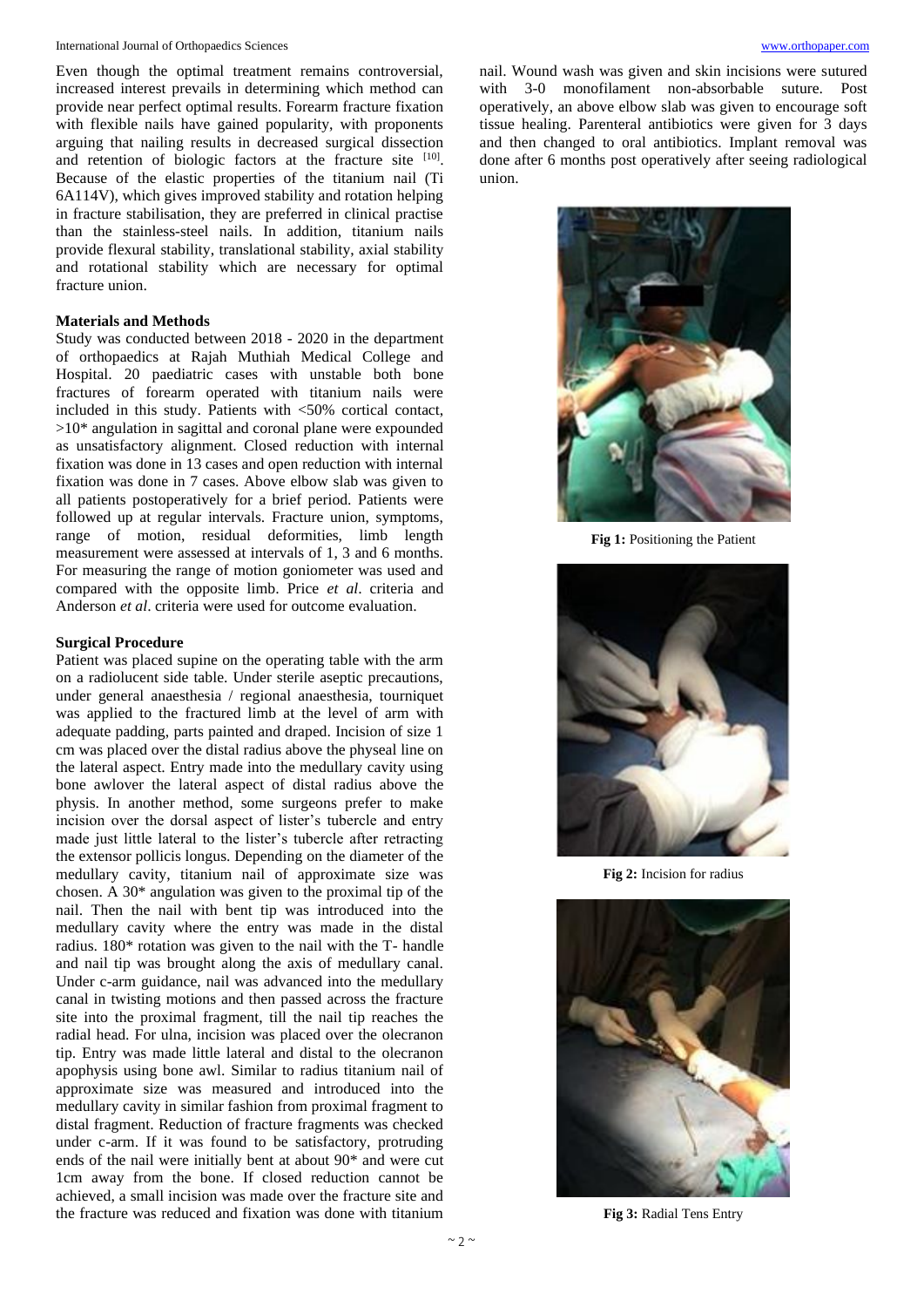Even though the optimal treatment remains controversial, increased interest prevails in determining which method can provide near perfect optimal results. Forearm fracture fixation with flexible nails have gained popularity, with proponents arguing that nailing results in decreased surgical dissection and retention of biologic factors at the fracture site [10]. Because of the elastic properties of the titanium nail (Ti 6A114V), which gives improved stability and rotation helping in fracture stabilisation, they are preferred in clinical practise than the stainless-steel nails. In addition, titanium nails provide flexural stability, translational stability, axial stability and rotational stability which are necessary for optimal fracture union.

## Materials and Methods

Study was conducted between 2018 - 2020 in the department of orthopaedics at Rajah Muthiah Medical College and Hospital. 20 paediatric cases with unstable both bone fractures of forearm operated with titanium nails were included in this study. Patients with <50% cortical contact, >10* angulation in sagittal and coronal plane were expounded as unsatisfactory alignment. Closed reduction with internal fixation was done in 13 cases and open reduction with internal fixation was done in 7 cases. Above elbow slab was given to all patients postoperatively for a brief period. Patients were followed up at regular intervals. Fracture union, symptoms, range of motion, residual deformities, limb length measurement were assessed at intervals of 1, 3 and 6 months. For measuring the range of motion goniometer was used and compared with the opposite limb. Price *et al*. criteria and Anderson *et al*. criteria were used for outcome evaluation.

## Surgical Procedure

Patient was placed supine on the operating table with the arm on a radiolucent side table. Under sterile aseptic precautions, under general anaesthesia / regional anaesthesia, tourniquet was applied to the fractured limb at the level of arm with adequate padding, parts painted and draped. Incision of size 1 cm was placed over the distal radius above the physeal line on the lateral aspect. Entry made into the medullary cavity using bone awlover the lateral aspect of distal radius above the physis. In another method, some surgeons prefer to make incision over the dorsal aspect of lister's tubercle and entry made just little lateral to the lister's tubercle after retracting the extensor pollicis longus. Depending on the diameter of the medullary cavity, titanium nail of approximate size was chosen. A 30* angulation was given to the proximal tip of the nail. Then the nail with bent tip was introduced into the medullary cavity where the entry was made in the distal radius. 180* rotation was given to the nail with the T- handle and nail tip was brought along the axis of medullary canal. Under c-arm guidance, nail was advanced into the medullary canal in twisting motions and then passed across the fracture site into the proximal fragment, till the nail tip reaches the radial head. For ulna, incision was placed over the olecranon tip. Entry was made little lateral and distal to the olecranon apophysis using bone awl. Similar to radius titanium nail of approximate size was measured and introduced into the medullary cavity in similar fashion from proximal fragment to distal fragment. Reduction of fracture fragments was checked under c-arm. If it was found to be satisfactory, protruding ends of the nail were initially bent at about 90* and were cut 1cm away from the bone. If closed reduction cannot be achieved, a small incision was made over the fracture site and the fracture was reduced and fixation was done with titanium nail. Wound wash was given and skin incisions were sutured with 3-0 monofilament non-absorbable suture. Post operatively, an above elbow slab was given to encourage soft tissue healing. Parenteral antibiotics were given for 3 days and then changed to oral antibiotics. Implant removal was done after 6 months post operatively after seeing radiological union.

**Fig 1:** Positioning the Patient

**Fig 2:** Incision for radius

**Fig 3:** Radial Tens Entry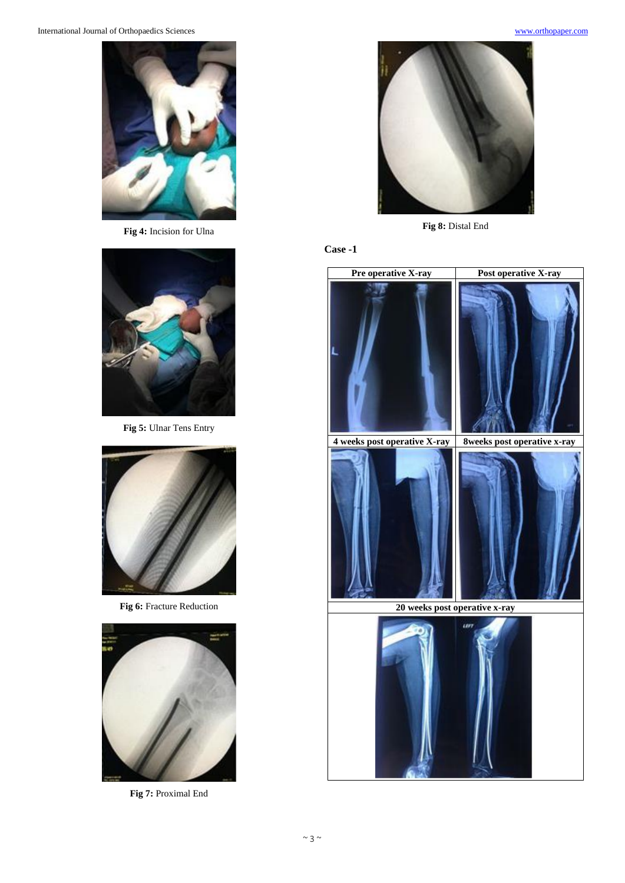Fig 4: Incision for Ulna

Fig 5: Ulnar Tens Entry

Fig 6: Fracture Reduction

Fig 7: Proximal End

Fig 8: Distal End

**Case -1**

| Pre operative X-ray | Post operative X-ray |
| --- | --- |
| | |
| **4 weeks post operative X-ray** | **8weeks post operative x-ray** |
| | |
| **20 weeks post operative x-ray** | |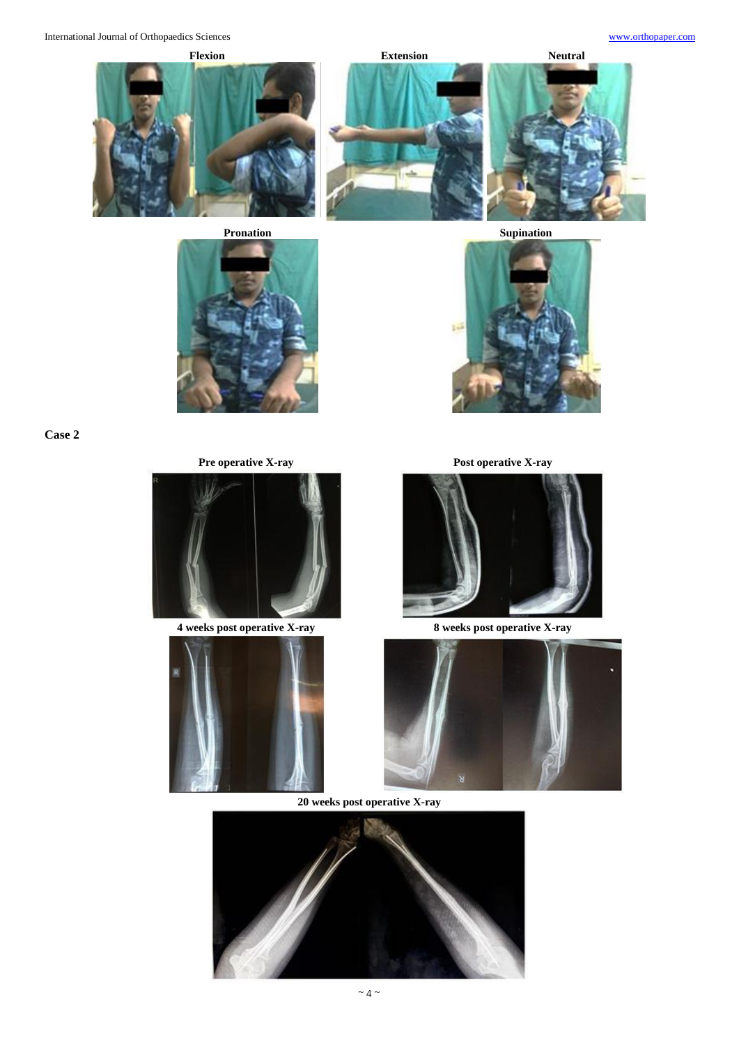Flexion

Extension

Neutral

Pronation

Supination

**Case 2**

Pre operative X-ray

Post operative X-ray

4 weeks post operative X-ray

8 weeks post operative X-ray

20 weeks post operative X-ray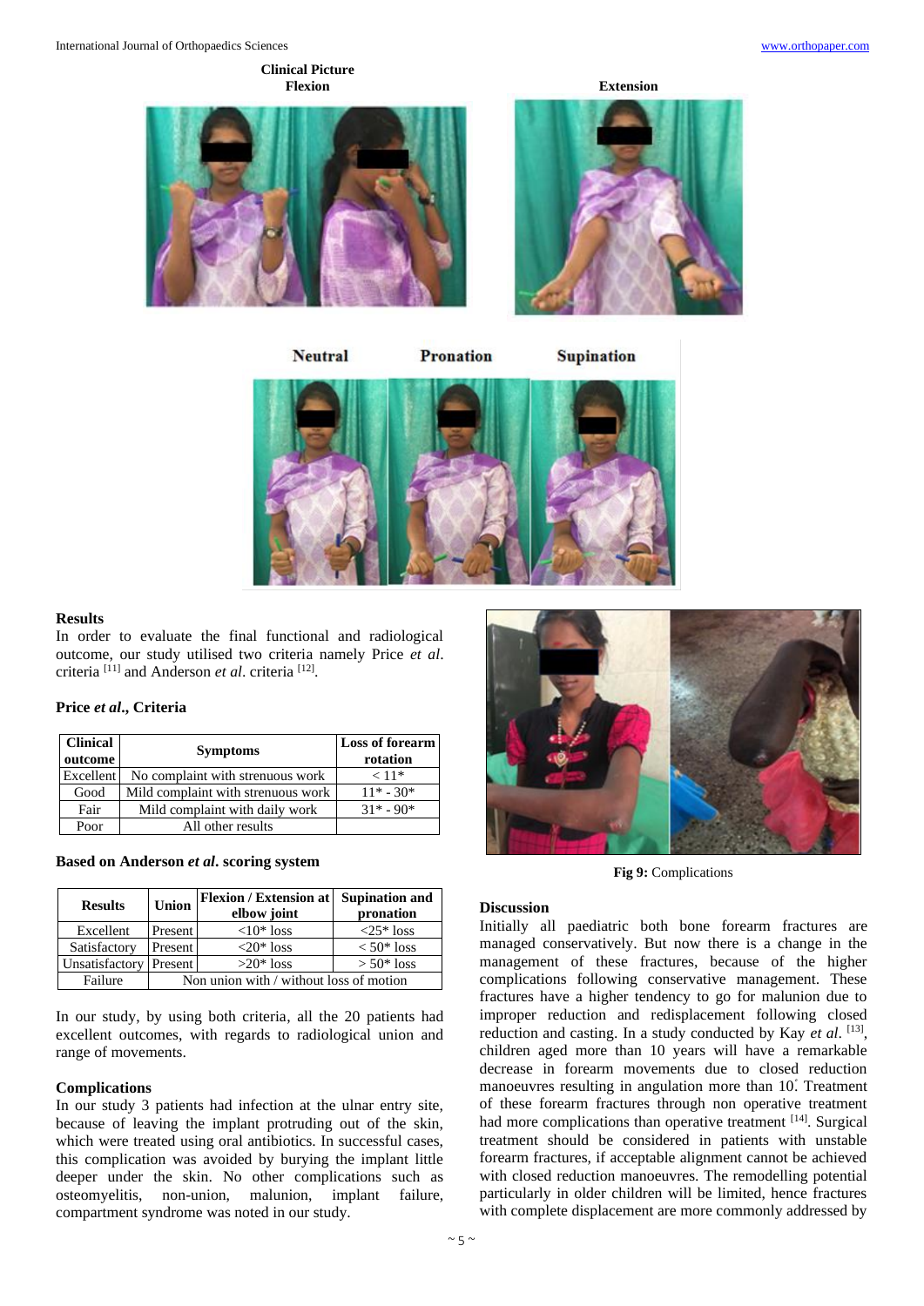**Clinical Picture**

**Flexion** **Extension**

**Neutral** **Pronation** **Supination**

## Results

In order to evaluate the final functional and radiological outcome, our study utilised two criteria namely Price *et al*. criteria [11] and Anderson *et al*. criteria [12].

### Price *et al*., Criteria

| Clinical outcome | Symptoms | Loss of forearm rotation |
|---|---|---|
| Excellent | No complaint with strenuous work | < 11* |
| Good | Mild complaint with strenuous work | 11* - 30* |
| Fair | Mild complaint with daily work | 31* - 90* |
| Poor | All other results | |

### Based on Anderson *et al*. scoring system

| Results | Union | Flexion / Extension at elbow joint | Supination and pronation |
|---|---|---|---|
| Excellent | Present | <10* loss | <25* loss |
| Satisfactory | Present | <20* loss | < 50* loss |
| Unsatisfactory | Present | >20* loss | > 50* loss |
| Failure | Non union with / without loss of motion | | |

In our study, by using both criteria, all the 20 patients had excellent outcomes, with regards to radiological union and range of movements.

### Complications

In our study 3 patients had infection at the ulnar entry site, because of leaving the implant protruding out of the skin, which were treated using oral antibiotics. In successful cases, this complication was avoided by burying the implant little deeper under the skin. No other complications such as osteomyelitis, non-union, malunion, implant failure, compartment syndrome was noted in our study.

**Fig 9:** Complications

## Discussion

Initially all paediatric both bone forearm fractures are managed conservatively. But now there is a change in the management of these fractures, because of the higher complications following conservative management. These fractures have a higher tendency to go for malunion due to improper reduction and redisplacement following closed reduction and casting. In a study conducted by Kay *et al*. [13], children aged more than 10 years will have a remarkable decrease in forearm movements due to closed reduction manoeuvres resulting in angulation more than 10°. Treatment of these forearm fractures through non operative treatment had more complications than operative treatment [14]. Surgical treatment should be considered in patients with unstable forearm fractures, if acceptable alignment cannot be achieved with closed reduction manoeuvres. The remodelling potential particularly in older children will be limited, hence fractures with complete displacement are more commonly addressed by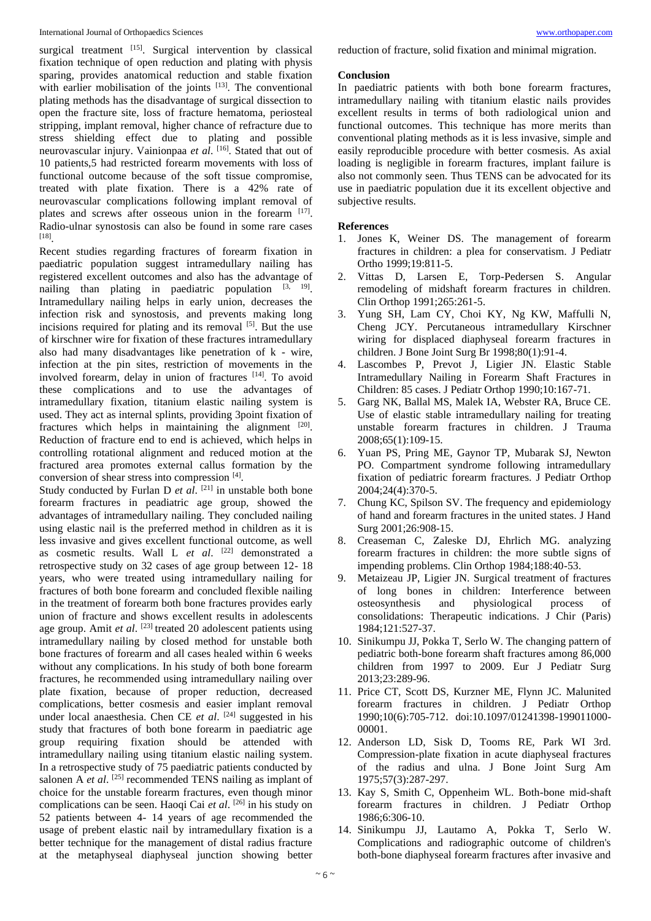surgical treatment [15]. Surgical intervention by classical fixation technique of open reduction and plating with physis sparing, provides anatomical reduction and stable fixation with earlier mobilisation of the joints [13]. The conventional plating methods has the disadvantage of surgical dissection to open the fracture site, loss of fracture hematoma, periosteal stripping, implant removal, higher chance of refracture due to stress shielding effect due to plating and possible neurovascular injury. Vainionpaa *et al*. [16]. Stated that out of 10 patients,5 had restricted forearm movements with loss of functional outcome because of the soft tissue compromise, treated with plate fixation. There is a 42% rate of neurovascular complications following implant removal of plates and screws after osseous union in the forearm [17]. Radio-ulnar synostosis can also be found in some rare cases [18].

Recent studies regarding fractures of forearm fixation in paediatric population suggest intramedullary nailing has registered excellent outcomes and also has the advantage of nailing than plating in paediatric population [3, 19]. Intramedullary nailing helps in early union, decreases the infection risk and synostosis, and prevents making long incisions required for plating and its removal [5]. But the use of kirschner wire for fixation of these fractures intramedullary also had many disadvantages like penetration of k - wire, infection at the pin sites, restriction of movements in the involved forearm, delay in union of fractures [14]. To avoid these complications and to use the advantages of intramedullary fixation, titanium elastic nailing system is used. They act as internal splints, providing 3point fixation of fractures which helps in maintaining the alignment [20]. Reduction of fracture end to end is achieved, which helps in controlling rotational alignment and reduced motion at the fractured area promotes external callus formation by the conversion of shear stress into compression [4].

Study conducted by Furlan D *et al*. [21] in unstable both bone forearm fractures in peadiatric age group, showed the advantages of intramedullary nailing. They concluded nailing using elastic nail is the preferred method in children as it is less invasive and gives excellent functional outcome, as well as cosmetic results. Wall L *et al*. [22] demonstrated a retrospective study on 32 cases of age group between 12- 18 years, who were treated using intramedullary nailing for fractures of both bone forearm and concluded flexible nailing in the treatment of forearm both bone fractures provides early union of fracture and shows excellent results in adolescents age group. Amit *et al*. [23] treated 20 adolescent patients using intramedullary nailing by closed method for unstable both bone fractures of forearm and all cases healed within 6 weeks without any complications. In his study of both bone forearm fractures, he recommended using intramedullary nailing over plate fixation, because of proper reduction, decreased complications, better cosmesis and easier implant removal under local anaesthesia. Chen CE *et al*. [24] suggested in his study that fractures of both bone forearm in paediatric age group requiring fixation should be attended with intramedullary nailing using titanium elastic nailing system. In a retrospective study of 75 paediatric patients conducted by salonen A *et al*. [25] recommended TENS nailing as implant of choice for the unstable forearm fractures, even though minor complications can be seen. Haoqi Cai *et al*. [26] in his study on 52 patients between 4- 14 years of age recommended the usage of prebent elastic nail by intramedullary fixation is a better technique for the management of distal radius fracture at the metaphyseal diaphyseal junction showing better reduction of fracture, solid fixation and minimal migration.

**Conclusion**

In paediatric patients with both bone forearm fractures, intramedullary nailing with titanium elastic nails provides excellent results in terms of both radiological union and functional outcomes. This technique has more merits than conventional plating methods as it is less invasive, simple and easily reproducible procedure with better cosmesis. As axial loading is negligible in forearm fractures, implant failure is also not commonly seen. Thus TENS can be advocated for its use in paediatric population due it its excellent objective and subjective results.

**References**

1. Jones K, Weiner DS. The management of forearm fractures in children: a plea for conservatism. J Pediatr Ortho 1999;19:811-5.
2. Vittas D, Larsen E, Torp-Pedersen S. Angular remodeling of midshaft forearm fractures in children. Clin Orthop 1991;265:261-5.
3. Yung SH, Lam CY, Choi KY, Ng KW, Maffulli N, Cheng JCY. Percutaneous intramedullary Kirschner wiring for displaced diaphyseal forearm fractures in children. J Bone Joint Surg Br 1998;80(1):91-4.
4. Lascombes P, Prevot J, Ligier JN. Elastic Stable Intramedullary Nailing in Forearm Shaft Fractures in Children: 85 cases. J Pediatr Orthop 1990;10:167-71.
5. Garg NK, Ballal MS, Malek IA, Webster RA, Bruce CE. Use of elastic stable intramedullary nailing for treating unstable forearm fractures in children. J Trauma 2008;65(1):109-15.
6. Yuan PS, Pring ME, Gaynor TP, Mubarak SJ, Newton PO. Compartment syndrome following intramedullary fixation of pediatric forearm fractures. J Pediatr Orthop 2004;24(4):370-5.
7. Chung KC, Spilson SV. The frequency and epidemiology of hand and forearm fractures in the united states. J Hand Surg 2001;26:908-15.
8. Creaseman C, Zaleske DJ, Ehrlich MG. analyzing forearm fractures in children: the more subtle signs of impending problems. Clin Orthop 1984;188:40-53.
9. Metaizeau JP, Ligier JN. Surgical treatment of fractures of long bones in children: Interference between osteosynthesis and physiological process of consolidations: Therapeutic indications. J Chir (Paris) 1984;121:527-37.
10. Sinikumpu JJ, Pokka T, Serlo W. The changing pattern of pediatric both-bone forearm shaft fractures among 86,000 children from 1997 to 2009. Eur J Pediatr Surg 2013;23:289-96.
11. Price CT, Scott DS, Kurzner ME, Flynn JC. Malunited forearm fractures in children. J Pediatr Orthop 1990;10(6):705-712. doi:10.1097/01241398-199011000-00001.
12. Anderson LD, Sisk D, Tooms RE, Park WI 3rd. Compression-plate fixation in acute diaphyseal fractures of the radius and ulna. J Bone Joint Surg Am 1975;57(3):287-297.
13. Kay S, Smith C, Oppenheim WL. Both-bone mid-shaft forearm fractures in children. J Pediatr Orthop 1986;6:306-10.
14. Sinikumpu JJ, Lautamo A, Pokka T, Serlo W. Complications and radiographic outcome of children's both-bone diaphyseal forearm fractures after invasive and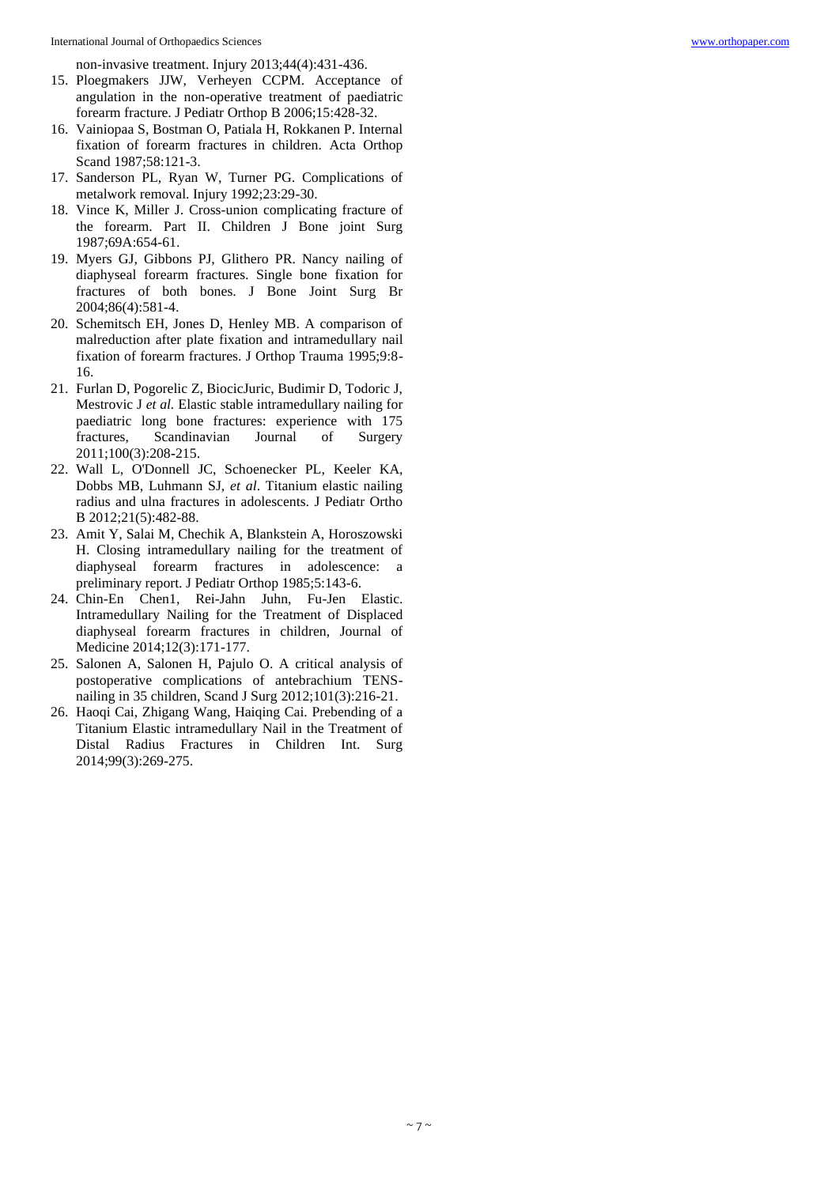non-invasive treatment. Injury 2013;44(4):431-436.

15. Ploegmakers JJW, Verheyen CCPM. Acceptance of angulation in the non-operative treatment of paediatric forearm fracture. J Pediatr Orthop B 2006;15:428-32.
16. Vainiopaa S, Bostman O, Patiala H, Rokkanen P. Internal fixation of forearm fractures in children. Acta Orthop Scand 1987;58:121-3.
17. Sanderson PL, Ryan W, Turner PG. Complications of metalwork removal. Injury 1992;23:29-30.
18. Vince K, Miller J. Cross-union complicating fracture of the forearm. Part II. Children J Bone joint Surg 1987;69A:654-61.
19. Myers GJ, Gibbons PJ, Glithero PR. Nancy nailing of diaphyseal forearm fractures. Single bone fixation for fractures of both bones. J Bone Joint Surg Br 2004;86(4):581-4.
20. Schemitsch EH, Jones D, Henley MB. A comparison of malreduction after plate fixation and intramedullary nail fixation of forearm fractures. J Orthop Trauma 1995;9:8-16.
21. Furlan D, Pogorelic Z, BiocicJuric, Budimir D, Todoric J, Mestrovic J *et al.* Elastic stable intramedullary nailing for paediatric long bone fractures: experience with 175 fractures, Scandinavian Journal of Surgery 2011;100(3):208-215.
22. Wall L, O'Donnell JC, Schoenecker PL, Keeler KA, Dobbs MB, Luhmann SJ, *et al*. Titanium elastic nailing radius and ulna fractures in adolescents. J Pediatr Ortho B 2012;21(5):482-88.
23. Amit Y, Salai M, Chechik A, Blankstein A, Horoszowski H. Closing intramedullary nailing for the treatment of diaphyseal forearm fractures in adolescence: a preliminary report. J Pediatr Orthop 1985;5:143-6.
24. Chin-En Chen1, Rei-Jahn Juhn, Fu-Jen Elastic. Intramedullary Nailing for the Treatment of Displaced diaphyseal forearm fractures in children, Journal of Medicine 2014;12(3):171-177.
25. Salonen A, Salonen H, Pajulo O. A critical analysis of postoperative complications of antebrachium TENS-nailing in 35 children, Scand J Surg 2012;101(3):216-21.
26. Haoqi Cai, Zhigang Wang, Haiqing Cai. Prebending of a Titanium Elastic intramedullary Nail in the Treatment of Distal Radius Fractures in Children Int. Surg 2014;99(3):269-275.